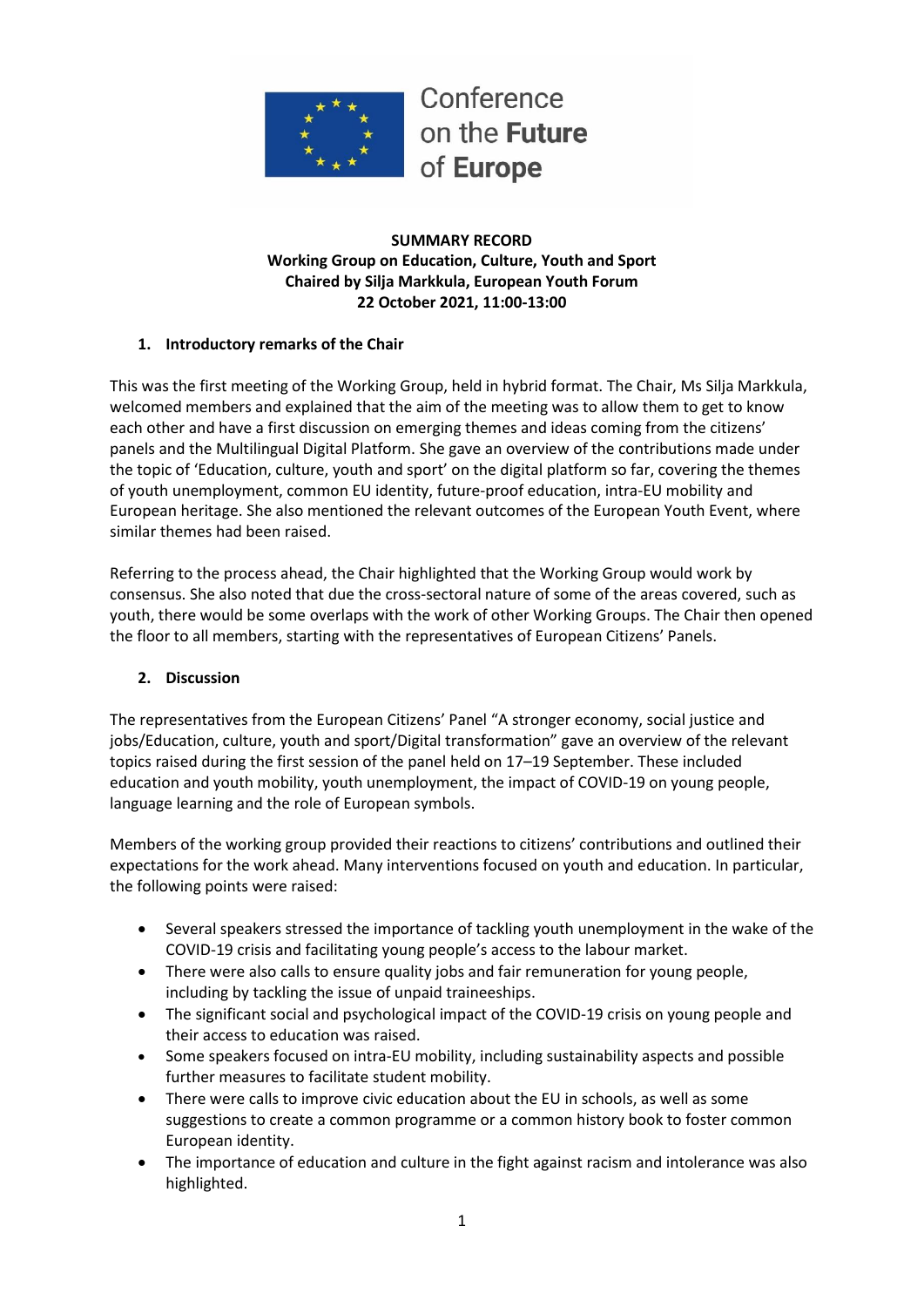Conference on the **Future** of **Europe**

**SUMMARY RECORD**
**Working Group on Education, Culture, Youth and Sport**
**Chaired by Silja Markkula, European Youth Forum**
**22 October 2021, 11:00-13:00**

## 1. Introductory remarks of the Chair

This was the first meeting of the Working Group, held in hybrid format. The Chair, Ms Silja Markkula, welcomed members and explained that the aim of the meeting was to allow them to get to know each other and have a first discussion on emerging themes and ideas coming from the citizens' panels and the Multilingual Digital Platform. She gave an overview of the contributions made under the topic of 'Education, culture, youth and sport' on the digital platform so far, covering the themes of youth unemployment, common EU identity, future-proof education, intra-EU mobility and European heritage. She also mentioned the relevant outcomes of the European Youth Event, where similar themes had been raised.

Referring to the process ahead, the Chair highlighted that the Working Group would work by consensus. She also noted that due the cross-sectoral nature of some of the areas covered, such as youth, there would be some overlaps with the work of other Working Groups. The Chair then opened the floor to all members, starting with the representatives of European Citizens' Panels.

## 2. Discussion

The representatives from the European Citizens' Panel "A stronger economy, social justice and jobs/Education, culture, youth and sport/Digital transformation" gave an overview of the relevant topics raised during the first session of the panel held on 17–19 September. These included education and youth mobility, youth unemployment, the impact of COVID-19 on young people, language learning and the role of European symbols.

Members of the working group provided their reactions to citizens' contributions and outlined their expectations for the work ahead. Many interventions focused on youth and education. In particular, the following points were raised:

- Several speakers stressed the importance of tackling youth unemployment in the wake of the COVID-19 crisis and facilitating young people's access to the labour market.
- There were also calls to ensure quality jobs and fair remuneration for young people, including by tackling the issue of unpaid traineeships.
- The significant social and psychological impact of the COVID-19 crisis on young people and their access to education was raised.
- Some speakers focused on intra-EU mobility, including sustainability aspects and possible further measures to facilitate student mobility.
- There were calls to improve civic education about the EU in schools, as well as some suggestions to create a common programme or a common history book to foster common European identity.
- The importance of education and culture in the fight against racism and intolerance was also highlighted.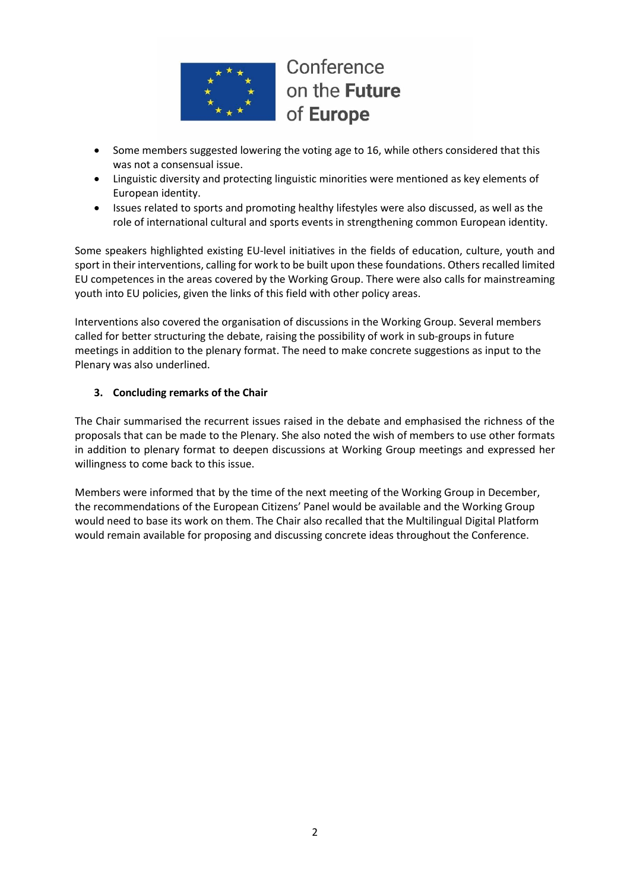- Some members suggested lowering the voting age to 16, while others considered that this was not a consensual issue.
- Linguistic diversity and protecting linguistic minorities were mentioned as key elements of European identity.
- Issues related to sports and promoting healthy lifestyles were also discussed, as well as the role of international cultural and sports events in strengthening common European identity.

Some speakers highlighted existing EU-level initiatives in the fields of education, culture, youth and sport in their interventions, calling for work to be built upon these foundations. Others recalled limited EU competences in the areas covered by the Working Group. There were also calls for mainstreaming youth into EU policies, given the links of this field with other policy areas.

Interventions also covered the organisation of discussions in the Working Group. Several members called for better structuring the debate, raising the possibility of work in sub-groups in future meetings in addition to the plenary format. The need to make concrete suggestions as input to the Plenary was also underlined.

### 3. Concluding remarks of the Chair

The Chair summarised the recurrent issues raised in the debate and emphasised the richness of the proposals that can be made to the Plenary. She also noted the wish of members to use other formats in addition to plenary format to deepen discussions at Working Group meetings and expressed her willingness to come back to this issue.

Members were informed that by the time of the next meeting of the Working Group in December, the recommendations of the European Citizens' Panel would be available and the Working Group would need to base its work on them. The Chair also recalled that the Multilingual Digital Platform would remain available for proposing and discussing concrete ideas throughout the Conference.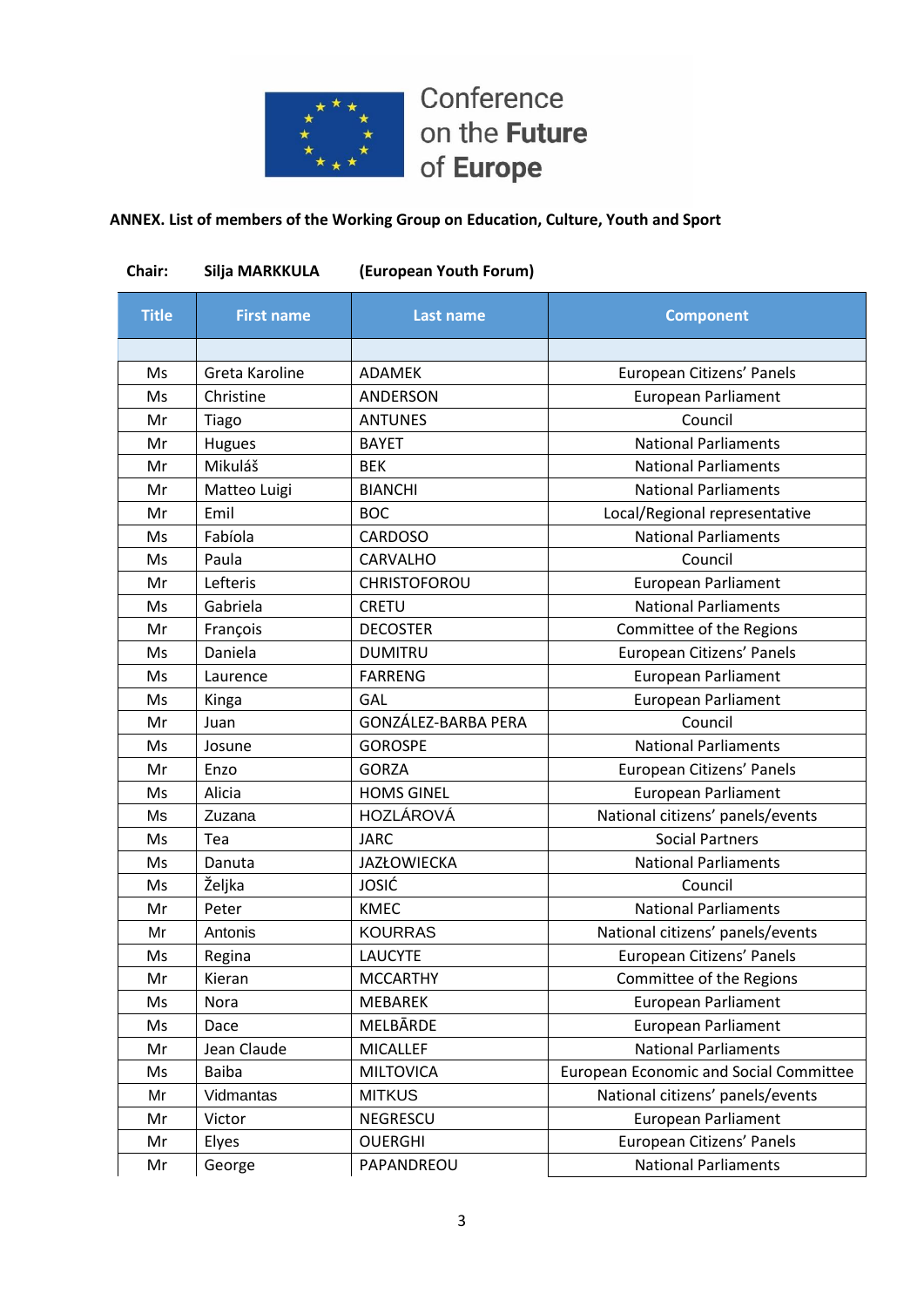Conference on the **Future** of **Europe**

**ANNEX. List of members of the Working Group on Education, Culture, Youth and Sport**

**Chair: Silja MARKKULA (European Youth Forum)**

| Title | First name | Last name | Component |
|---|---|---|---|
| | | | |
| Ms | Greta Karoline | ADAMEK | European Citizens' Panels |
| Ms | Christine | ANDERSON | European Parliament |
| Mr | Tiago | ANTUNES | Council |
| Mr | Hugues | BAYET | National Parliaments |
| Mr | Mikuláš | BEK | National Parliaments |
| Mr | Matteo Luigi | BIANCHI | National Parliaments |
| Mr | Emil | BOC | Local/Regional representative |
| Ms | Fabíola | CARDOSO | National Parliaments |
| Ms | Paula | CARVALHO | Council |
| Mr | Lefteris | CHRISTOFOROU | European Parliament |
| Ms | Gabriela | CRETU | National Parliaments |
| Mr | François | DECOSTER | Committee of the Regions |
| Ms | Daniela | DUMITRU | European Citizens' Panels |
| Ms | Laurence | FARRENG | European Parliament |
| Ms | Kinga | GAL | European Parliament |
| Mr | Juan | GONZÁLEZ-BARBA PERA | Council |
| Ms | Josune | GOROSPE | National Parliaments |
| Mr | Enzo | GORZA | European Citizens' Panels |
| Ms | Alicia | HOMS GINEL | European Parliament |
| Ms | Zuzana | HOZLÁROVÁ | National citizens' panels/events |
| Ms | Tea | JARC | Social Partners |
| Ms | Danuta | JAZŁOWIECKA | National Parliaments |
| Ms | Željka | JOSIĆ | Council |
| Mr | Peter | KMEC | National Parliaments |
| Mr | Antonis | KOURRAS | National citizens' panels/events |
| Ms | Regina | LAUCYTE | European Citizens' Panels |
| Mr | Kieran | MCCARTHY | Committee of the Regions |
| Ms | Nora | MEBAREK | European Parliament |
| Ms | Dace | MELBĀRDE | European Parliament |
| Mr | Jean Claude | MICALLEF | National Parliaments |
| Ms | Baiba | MILTOVICA | European Economic and Social Committee |
| Mr | Vidmantas | MITKUS | National citizens' panels/events |
| Mr | Victor | NEGRESCU | European Parliament |
| Mr | Elyes | OUERGHI | European Citizens' Panels |
| Mr | George | PAPANDREOU | National Parliaments |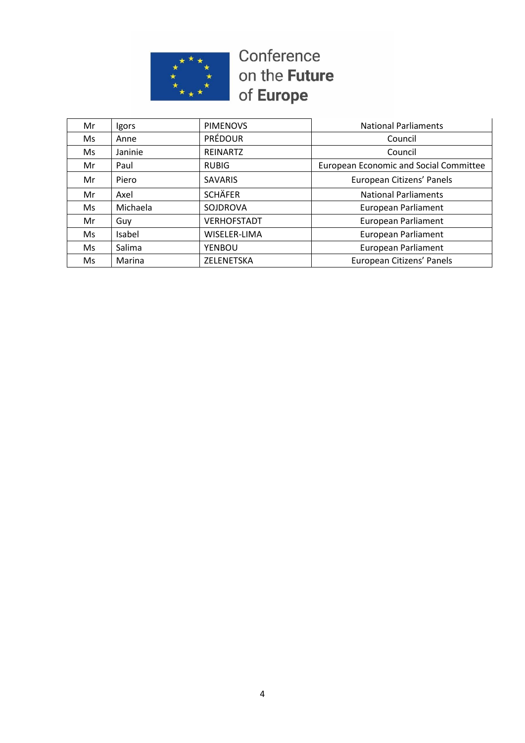| | | | |
|---|---|---|---|
| Mr | Igors | PIMENOVS | National Parliaments |
| Ms | Anne | PRÉDOUR | Council |
| Ms | Janinie | REINARTZ | Council |
| Mr | Paul | RUBIG | European Economic and Social Committee |
| Mr | Piero | SAVARIS | European Citizens’ Panels |
| Mr | Axel | SCHÄFER | National Parliaments |
| Ms | Michaela | SOJDROVA | European Parliament |
| Mr | Guy | VERHOFSTADT | European Parliament |
| Ms | Isabel | WISELER-LIMA | European Parliament |
| Ms | Salima | YENBOU | European Parliament |
| Ms | Marina | ZELENETSKA | European Citizens’ Panels |